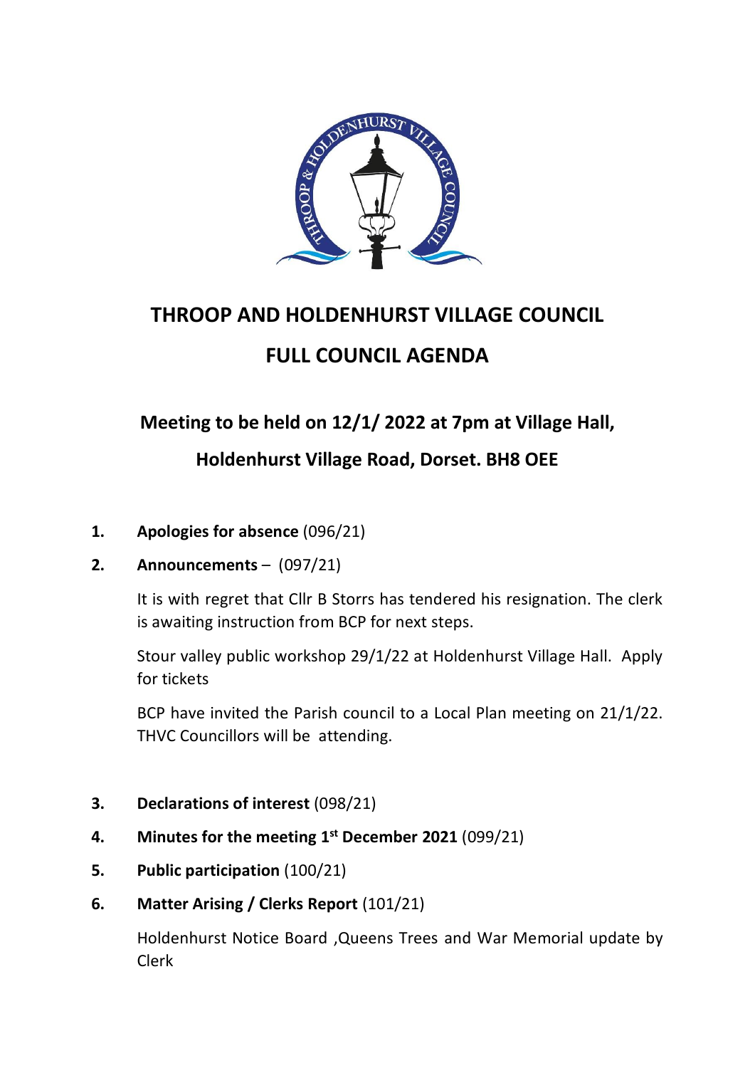# THROOP AND HOLDENHURST VILLAGE COUNCIL

# FULL COUNCIL AGENDA

## Meeting to be held on 12/1/ 2022 at 7pm at Village Hall, Holdenhurst Village Road, Dorset. BH8 OEE

1. **Apologies for absence** (096/21)

2. **Announcements** – (097/21)

   It is with regret that Cllr B Storrs has tendered his resignation. The clerk is awaiting instruction from BCP for next steps.

   Stour valley public workshop 29/1/22 at Holdenhurst Village Hall. Apply for tickets

   BCP have invited the Parish council to a Local Plan meeting on 21/1/22. THVC Councillors will be attending.

3. **Declarations of interest** (098/21)

4. **Minutes for the meeting 1st December 2021** (099/21)

5. **Public participation** (100/21)

6. **Matter Arising / Clerks Report** (101/21)

   Holdenhurst Notice Board ,Queens Trees and War Memorial update by Clerk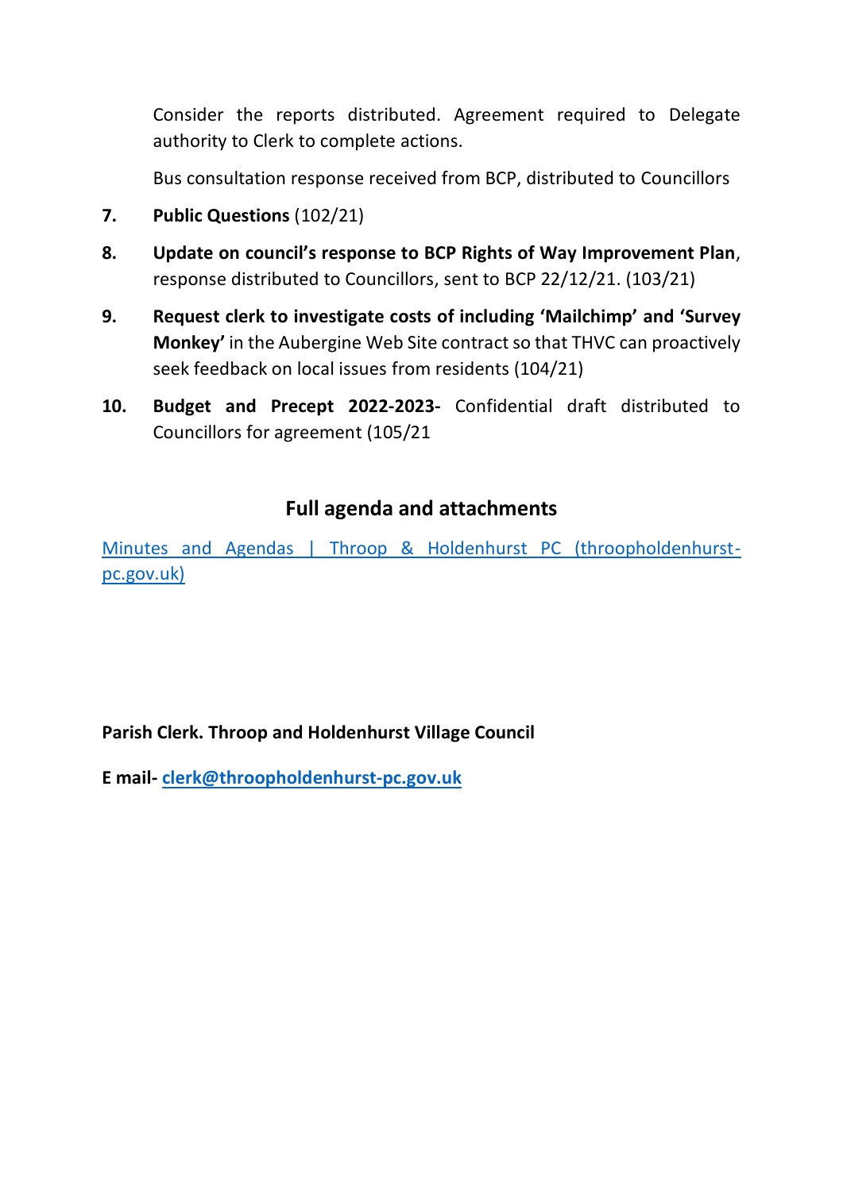Consider the reports distributed. Agreement required to Delegate authority to Clerk to complete actions.

Bus consultation response received from BCP, distributed to Councillors

7. **Public Questions** (102/21)

8. **Update on council's response to BCP Rights of Way Improvement Plan**, response distributed to Councillors, sent to BCP 22/12/21. (103/21)

9. **Request clerk to investigate costs of including 'Mailchimp' and 'Survey Monkey'** in the Aubergine Web Site contract so that THVC can proactively seek feedback on local issues from residents (104/21)

10. **Budget and Precept 2022-2023-** Confidential draft distributed to Councillors for agreement (105/21

## Full agenda and attachments

[Minutes and Agendas | Throop & Holdenhurst PC (throopholdenhurst-pc.gov.uk)](throopholdenhurst-pc.gov.uk)

**Parish Clerk. Throop and Holdenhurst Village Council**

**E mail- [clerk@throopholdenhurst-pc.gov.uk](mailto:clerk@throopholdenhurst-pc.gov.uk)**